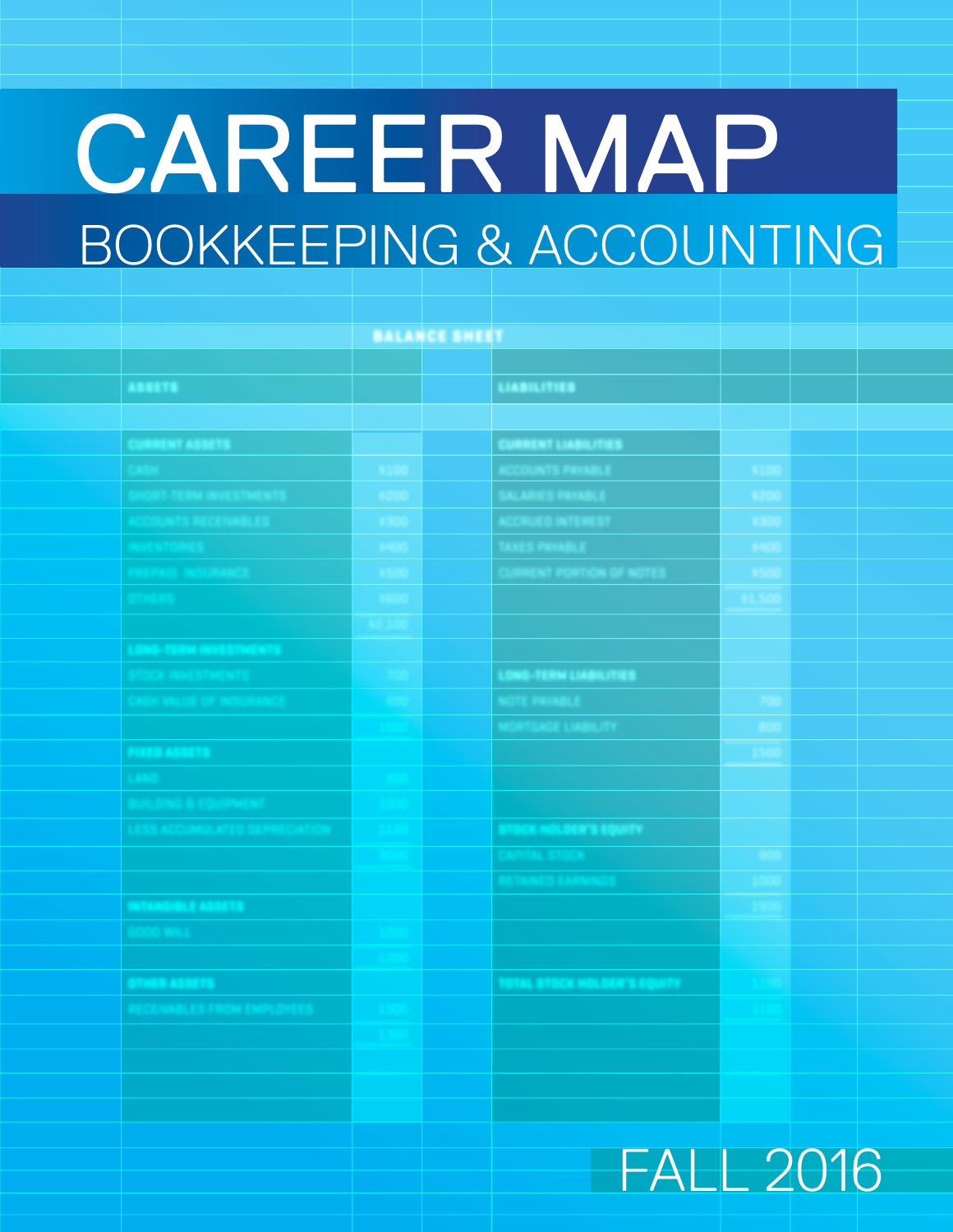# CAREER MAP

## BOOKKEEPING & ACCOUNTING

FALL 2016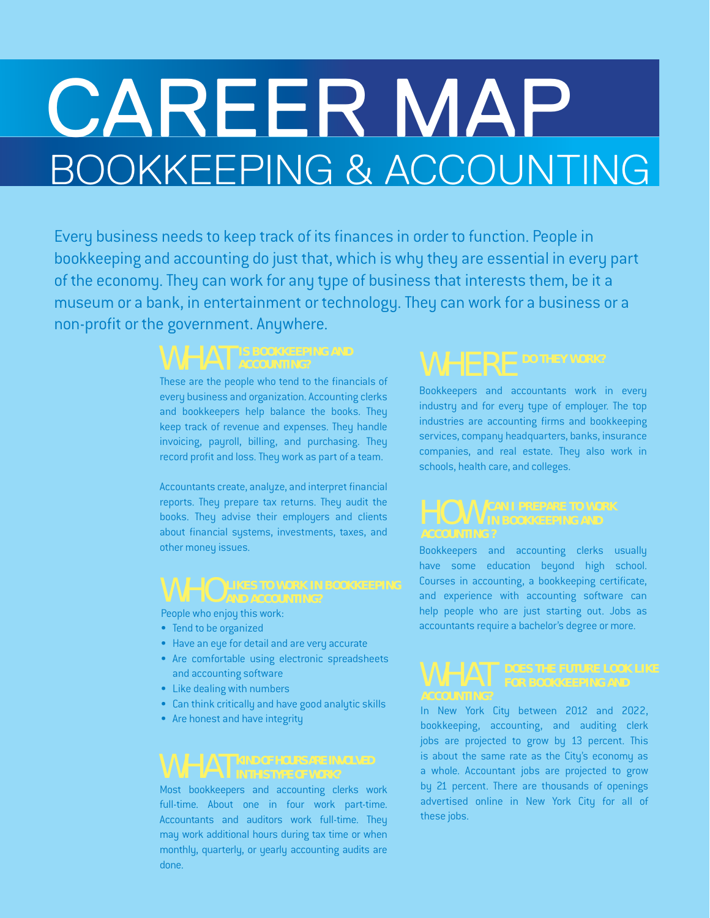# CAREER MAP
## BOOKKEEPING & ACCOUNTING

Every business needs to keep track of its finances in order to function. People in bookkeeping and accounting do just that, which is why they are essential in every part of the economy. They can work for any type of business that interests them, be it a museum or a bank, in entertainment or technology. They can work for a business or a non-profit or the government. Anywhere.

### WHAT IS BOOKKEEPING AND ACCOUNTING?

These are the people who tend to the financials of every business and organization. Accounting clerks and bookkeepers help balance the books. They keep track of revenue and expenses. They handle invoicing, payroll, billing, and purchasing. They record profit and loss. They work as part of a team.

Accountants create, analyze, and interpret financial reports. They prepare tax returns. They audit the books. They advise their employers and clients about financial systems, investments, taxes, and other money issues.

### WHO LIKES TO WORK IN BOOKKEEPING AND ACCOUNTING?

People who enjoy this work:

- Tend to be organized
- Have an eye for detail and are very accurate
- Are comfortable using electronic spreadsheets and accounting software
- Like dealing with numbers
- Can think critically and have good analytic skills
- Are honest and have integrity

### WHAT KIND OF HOURS ARE INVOLVED IN THIS TYPE OF WORK?

Most bookkeepers and accounting clerks work full-time. About one in four work part-time. Accountants and auditors work full-time. They may work additional hours during tax time or when monthly, quarterly, or yearly accounting audits are done.

### WHERE DO THEY WORK?

Bookkeepers and accountants work in every industry and for every type of employer. The top industries are accounting firms and bookkeeping services, company headquarters, banks, insurance companies, and real estate. They also work in schools, health care, and colleges.

### HOW CAN I PREPARE TO WORK IN BOOKKEEPING AND ACCOUNTING?

Bookkeepers and accounting clerks usually have some education beyond high school. Courses in accounting, a bookkeeping certificate, and experience with accounting software can help people who are just starting out. Jobs as accountants require a bachelor's degree or more.

### WHAT DOES THE FUTURE LOOK LIKE FOR BOOKKEEPING AND ACCOUNTING?

In New York City between 2012 and 2022, bookkeeping, accounting, and auditing clerk jobs are projected to grow by 13 percent. This is about the same rate as the City's economy as a whole. Accountant jobs are projected to grow by 21 percent. There are thousands of openings advertised online in New York City for all of these jobs.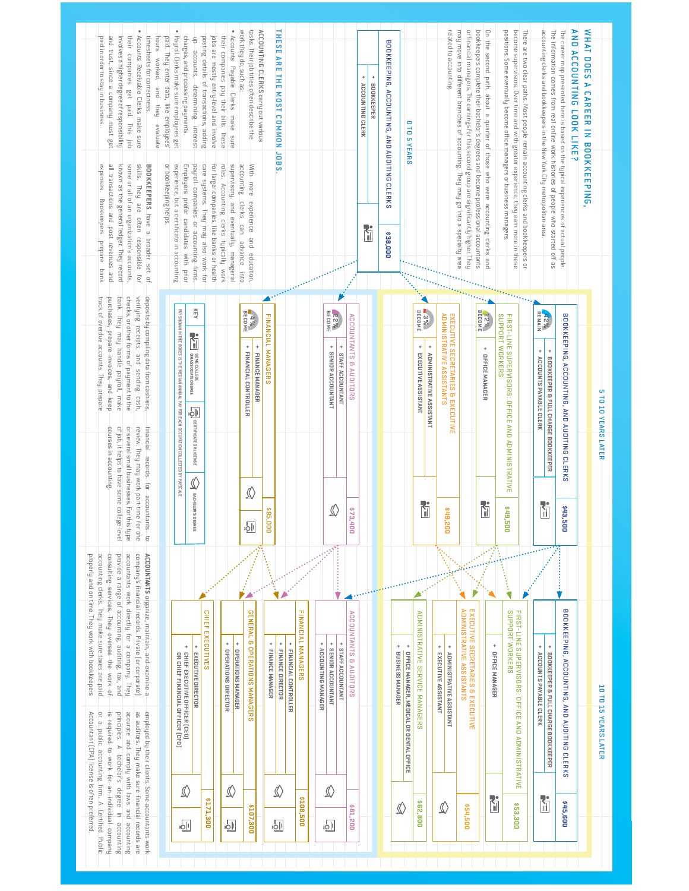## WHAT DOES A CAREER IN BOOKKEEPING, AND ACCOUNTING LOOK LIKE?

The career map presented here is based on the typical experiences of actual people. The information comes from real online work histories of people who started off as accounting clerks and bookkeepers in the New York City metropolitan area.

There are two clear paths. Most people remain accounting clerks and bookkeepers or become supervisors. Over time and with greater experience, they earn more in these positions. Some eventually become office managers or business managers.

On the second path, about a quarter of those who were accounting clerks and bookkeepers complete their bachelor's degrees and become professional accountants or financial managers. The earnings for this second group are significantly higher. They may move into different branches of accounting. They may go into a specialty area related to accounting.

### 0 TO 5 YEARS

**BOOKKEEPING, ACCOUNTING, AND AUDITING CLERKS** — $38,000
- BOOKKEEPER
- ACCOUNTING CLERK

### 5 TO 10 YEARS LATER

**BOOKKEEPING, ACCOUNTING, AND AUDITING CLERKS** — $43,500 (42% REMAIN)
- BOOKKEEPER & FULL CHARGE BOOKKEEPER
- ACCOUNTS PAYABLE CLERK

**FIRST-LINE SUPERVISORS: OFFICE AND ADMINISTRATIVE SUPPORT WORKERS** — $49,500 (12% BECOME)
- OFFICE MANAGER

**EXECUTIVE SECRETARIES & EXECUTIVE ADMINISTRATIVE ASSISTANTS** — $49,200 (3% BECOME)
- ADMINISTRATIVE ASSISTANT
- EXECUTIVE ASSISTANT

**ACCOUNTANTS & AUDITORS** — $73,400 (22% BECOME)
- STAFF ACCOUNTANT
- SENIOR ACCOUNTANT

**FINANCIAL MANAGERS** — $95,000 (4% BECOME)
- FINANCE MANAGER
- FINANCIAL CONTROLLER

### 10 TO 15 YEARS LATER

**BOOKKEEPING, ACCOUNTING, AND AUDITING CLERKS** — $45,600
- BOOKKEEPER & FULL CHARGE BOOKKEEPER
- ACCOUNTS PAYABLE CLERK

**FIRST-LINE SUPERVISORS: OFFICE AND ADMINISTRATIVE SUPPORT WORKERS** — $53,300
- OFFICE MANAGER

**EXECUTIVE SECRETARIES & EXECUTIVE ADMINISTRATIVE ASSISTANTS** — $54,500
- ADMINISTRATIVE ASSISTANT
- EXECUTIVE ASSISTANT

**ADMINISTRATIVE SERVICE MANAGERS** — $62,800
- OFFICE MANAGER, MEDICAL OR DENTAL OFFICE
- BUSINESS MANAGER

**ACCOUNTANTS & AUDITORS** — $81,200
- STAFF ACCOUNTANT
- SENIOR ACCOUNTANT
- ACCOUNTING MANAGER

**FINANCIAL MANAGERS** — $108,500
- FINANCIAL CONTROLLER
- FINANCE DIRECTOR
- FINANCE MANAGER

**GENERAL & OPERATIONS MANAGERS** — $107,300
- OPERATIONS MANAGER
- OPERATIONS DIRECTOR

**CHIEF EXECUTIVES** — $171,300
- EXECUTIVE DIRECTOR
- CHIEF EXECUTIVE OFFICER (CEO) OR CHIEF FINANCIAL OFFICER (CFO)

**KEY:** SOME COLLEGE OR ASSOCIATE DEGREE · CERTIFICATE OR LICENSE · BACHELOR'S DEGREE

PAY SHOWN IN THE BOXES IS THE MEDIAN ANNUAL PAY FOR EACH OCCUPATION COLLECTED BY PAYSCALE.

### THESE ARE THE MOST COMMON JOBS.

**ACCOUNTING CLERKS** carry out various tasks. Their job titles often describe the work they do such as:

- Accounts Payable Clerks make sure their companies pay their bills. These jobs are mostly entry-level and involve posting details of transactions, adding up accounts, determining interest charges, and processing payments.
- Payroll Clerks make sure employees get paid. They enter data, like employees' hours worked, and they evaluate timesheets for correctness.
- Accounts Receivable Clerks make sure their companies get paid. This job involves a higher degree of responsibility and trust, since a company must get paid in order to stay in business.

With more experience and education, accounting clerks can advance into supervisory, and eventually, managerial roles. Accounting clerks typically work for larger companies, like banks or health care systems. They may also work for payroll companies or accounting firms. Employers prefer candidates with prior experience, but a certificate in accounting or bookkeeping helps.

**BOOKKEEPERS** have a broader set of skills. They are often responsible for some or all of an organization's accounts, known as the general ledger. They record all transactions and post revenues and expenses. Bookkeepers prepare bank deposits by compiling data from cashiers, verifying receipts, and sending cash, checks, or other forms of payment to the bank. They may handle payroll, make purchases, prepare invoices, and keep track of overdue accounts. They prepare financial records for accountants to review. They may work part-time for one or several small businesses. For this type of job, it helps to have some college-level courses in accounting.

**ACCOUNTANTS** organize, maintain, and examine a company's financial records. Private (or corporate) accountants work directly for a company. They provide a range of accounting, auditing, tax, and consulting services. They oversee the work of accounting clerks. They make sure taxes are paid properly and on time. They work with bookkeepers employed by their clients. Some accountants work as auditors. They make sure financial records are accurate and comply with laws and accounting principles. A bachelor's degree in accounting is required to work for an individual company or a public accounting firm. A Certified Public Accountant (CPA) license is often preferred.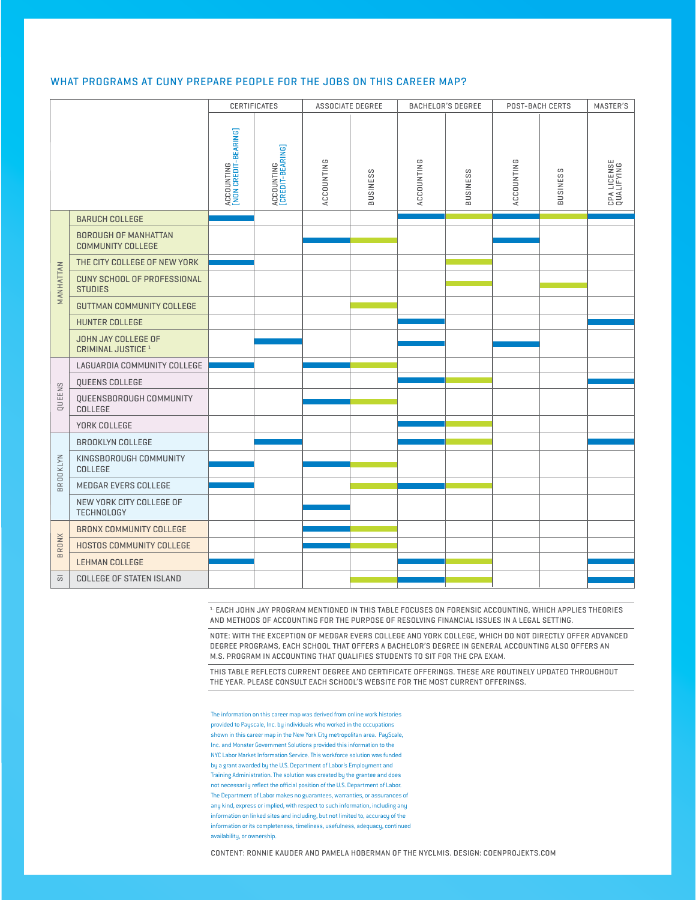## WHAT PROGRAMS AT CUNY PREPARE PEOPLE FOR THE JOBS ON THIS CAREER MAP?

| | | CERTIFICATES | | ASSOCIATE DEGREE | | BACHELOR'S DEGREE | | POST-BACH CERTS | | MASTER'S |
|---|---|---|---|---|---|---|---|---|---|---|
| | | ACCOUNTING [NON CREDIT-BEARING] | ACCOUNTING [CREDIT-BEARING] | ACCOUNTING | BUSINESS | ACCOUNTING | BUSINESS | ACCOUNTING | BUSINESS | CPA LICENSE QUALIFYING |
| MANHATTAN | BARUCH COLLEGE | ✓ | | | | ✓ | ✓ | ✓ | ✓ | ✓ |
| MANHATTAN | BOROUGH OF MANHATTAN COMMUNITY COLLEGE | | | ✓ | ✓ | | | ✓ | | |
| MANHATTAN | THE CITY COLLEGE OF NEW YORK | ✓ | | | | | ✓ | | | |
| MANHATTAN | CUNY SCHOOL OF PROFESSIONAL STUDIES | | | | | | ✓ | | ✓ | |
| MANHATTAN | GUTTMAN COMMUNITY COLLEGE | | | | ✓ | | | | | |
| MANHATTAN | HUNTER COLLEGE | | | | | ✓ | | | | ✓ |
| MANHATTAN | JOHN JAY COLLEGE OF CRIMINAL JUSTICE [1] | | ✓ | | | ✓ | | ✓ | | |
| QUEENS | LAGUARDIA COMMUNITY COLLEGE | ✓ | | ✓ | ✓ | | | | | |
| QUEENS | QUEENS COLLEGE | | | | | ✓ | ✓ | | | ✓ |
| QUEENS | QUEENSBOROUGH COMMUNITY COLLEGE | | | ✓ | ✓ | | | | | |
| QUEENS | YORK COLLEGE | | | | | ✓ | ✓ | | | |
| BROOKLYN | BROOKLYN COLLEGE | | ✓ | | | ✓ | ✓ | | | ✓ |
| BROOKLYN | KINGSBOROUGH COMMUNITY COLLEGE | ✓ | | ✓ | ✓ | | | | | |
| BROOKLYN | MEDGAR EVERS COLLEGE | ✓ | | | ✓ | ✓ | ✓ | | | |
| BROOKLYN | NEW YORK CITY COLLEGE OF TECHNOLOGY | | | ✓ | | | | | | |
| BRONX | BRONX COMMUNITY COLLEGE | | | ✓ | ✓ | | | | | |
| BRONX | HOSTOS COMMUNITY COLLEGE | | | ✓ | ✓ | | | | | |
| BRONX | LEHMAN COLLEGE | ✓ | | | | ✓ | ✓ | | | ✓ |
| SI | COLLEGE OF STATEN ISLAND | | | | ✓ | ✓ | ✓ | | | ✓ |

[1] EACH JOHN JAY PROGRAM MENTIONED IN THIS TABLE FOCUSES ON FORENSIC ACCOUNTING, WHICH APPLIES THEORIES AND METHODS OF ACCOUNTING FOR THE PURPOSE OF RESOLVING FINANCIAL ISSUES IN A LEGAL SETTING.

NOTE: WITH THE EXCEPTION OF MEDGAR EVERS COLLEGE AND YORK COLLEGE, WHICH DO NOT DIRECTLY OFFER ADVANCED DEGREE PROGRAMS, EACH SCHOOL THAT OFFERS A BACHELOR'S DEGREE IN GENERAL ACCOUNTING ALSO OFFERS AN M.S. PROGRAM IN ACCOUNTING THAT QUALIFIES STUDENTS TO SIT FOR THE CPA EXAM.

THIS TABLE REFLECTS CURRENT DEGREE AND CERTIFICATE OFFERINGS. THESE ARE ROUTINELY UPDATED THROUGHOUT THE YEAR. PLEASE CONSULT EACH SCHOOL'S WEBSITE FOR THE MOST CURRENT OFFERINGS.

The information on this career map was derived from online work histories provided to Payscale, Inc. by individuals who worked in the occupations shown in this career map in the New York City metropolitan area. PayScale, Inc. and Monster Government Solutions provided this information to the NYC Labor Market Information Service. This workforce solution was funded by a grant awarded by the U.S. Department of Labor's Employment and Training Administration. The solution was created by the grantee and does not necessarily reflect the official position of the U.S. Department of Labor. The Department of Labor makes no guarantees, warranties, or assurances of any kind, express or implied, with respect to such information, including any information on linked sites and including, but not limited to, accuracy of the information or its completeness, timeliness, usefulness, adequacy, continued availability, or ownership.

CONTENT: RONNIE KAUDER AND PAMELA HOBERMAN OF THE NYCLMIS. DESIGN: COENPROJEKTS.COM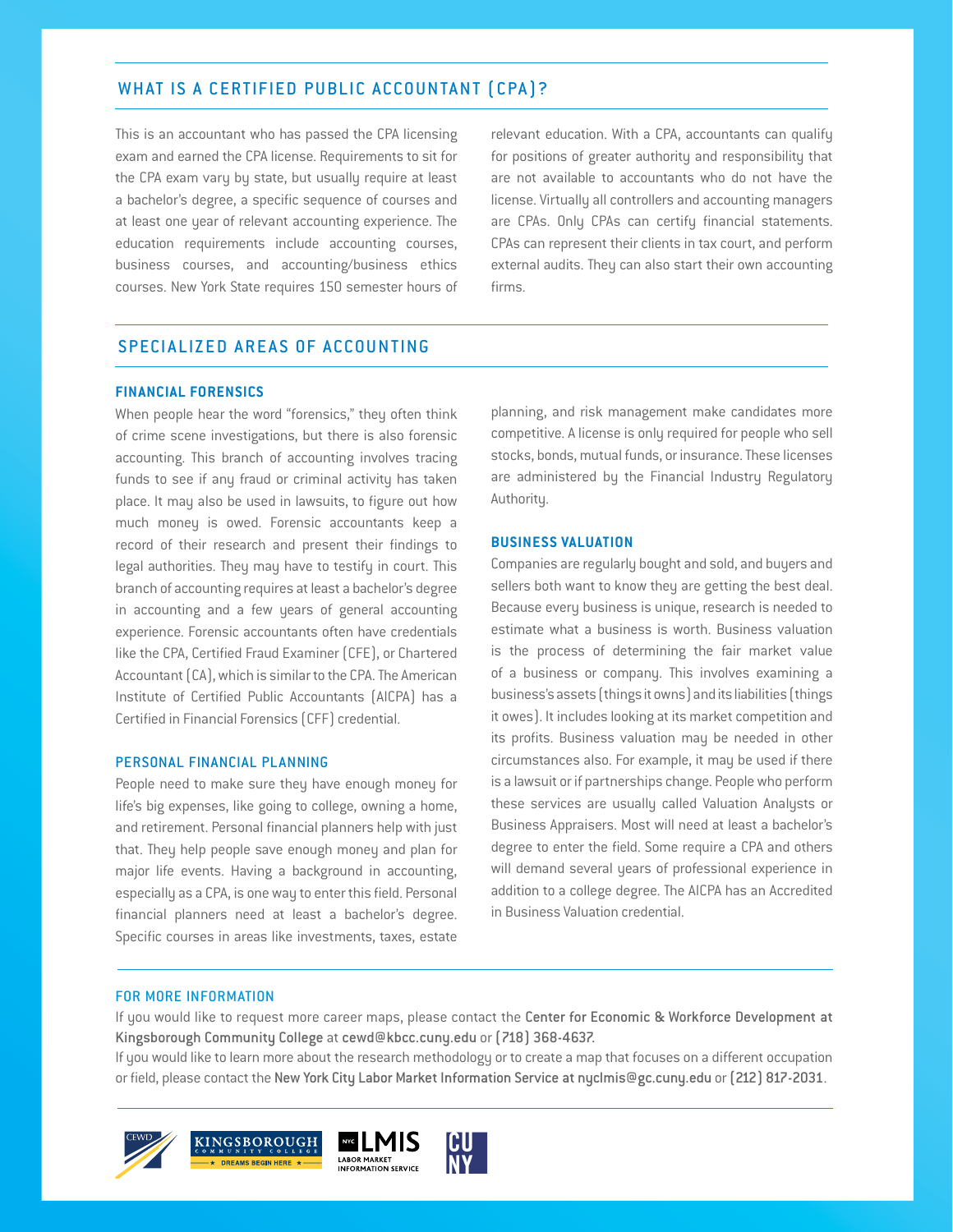## WHAT IS A CERTIFIED PUBLIC ACCOUNTANT (CPA)?

This is an accountant who has passed the CPA licensing exam and earned the CPA license. Requirements to sit for the CPA exam vary by state, but usually require at least a bachelor's degree, a specific sequence of courses and at least one year of relevant accounting experience. The education requirements include accounting courses, business courses, and accounting/business ethics courses. New York State requires 150 semester hours of relevant education. With a CPA, accountants can qualify for positions of greater authority and responsibility that are not available to accountants who do not have the license. Virtually all controllers and accounting managers are CPAs. Only CPAs can certify financial statements. CPAs can represent their clients in tax court, and perform external audits. They can also start their own accounting firms.

## SPECIALIZED AREAS OF ACCOUNTING

### FINANCIAL FORENSICS

When people hear the word "forensics," they often think of crime scene investigations, but there is also forensic accounting. This branch of accounting involves tracing funds to see if any fraud or criminal activity has taken place. It may also be used in lawsuits, to figure out how much money is owed. Forensic accountants keep a record of their research and present their findings to legal authorities. They may have to testify in court. This branch of accounting requires at least a bachelor's degree in accounting and a few years of general accounting experience. Forensic accountants often have credentials like the CPA, Certified Fraud Examiner (CFE), or Chartered Accountant (CA), which is similar to the CPA. The American Institute of Certified Public Accountants (AICPA) has a Certified in Financial Forensics (CFF) credential.

### PERSONAL FINANCIAL PLANNING

People need to make sure they have enough money for life's big expenses, like going to college, owning a home, and retirement. Personal financial planners help with just that. They help people save enough money and plan for major life events. Having a background in accounting, especially as a CPA, is one way to enter this field. Personal financial planners need at least a bachelor's degree. Specific courses in areas like investments, taxes, estate planning, and risk management make candidates more competitive. A license is only required for people who sell stocks, bonds, mutual funds, or insurance. These licenses are administered by the Financial Industry Regulatory Authority.

### BUSINESS VALUATION

Companies are regularly bought and sold, and buyers and sellers both want to know they are getting the best deal. Because every business is unique, research is needed to estimate what a business is worth. Business valuation is the process of determining the fair market value of a business or company. This involves examining a business's assets (things it owns) and its liabilities (things it owes). It includes looking at its market competition and its profits. Business valuation may be needed in other circumstances also. For example, it may be used if there is a lawsuit or if partnerships change. People who perform these services are usually called Valuation Analysts or Business Appraisers. Most will need at least a bachelor's degree to enter the field. Some require a CPA and others will demand several years of professional experience in addition to a college degree. The AICPA has an Accredited in Business Valuation credential.

### FOR MORE INFORMATION

If you would like to request more career maps, please contact the Center for Economic & Workforce Development at Kingsborough Community College at cewd@kbcc.cuny.edu or (718) 368-4637.

If you would like to learn more about the research methodology or to create a map that focuses on a different occupation or field, please contact the New York City Labor Market Information Service at nyclmis@gc.cuny.edu or (212) 817-2031.